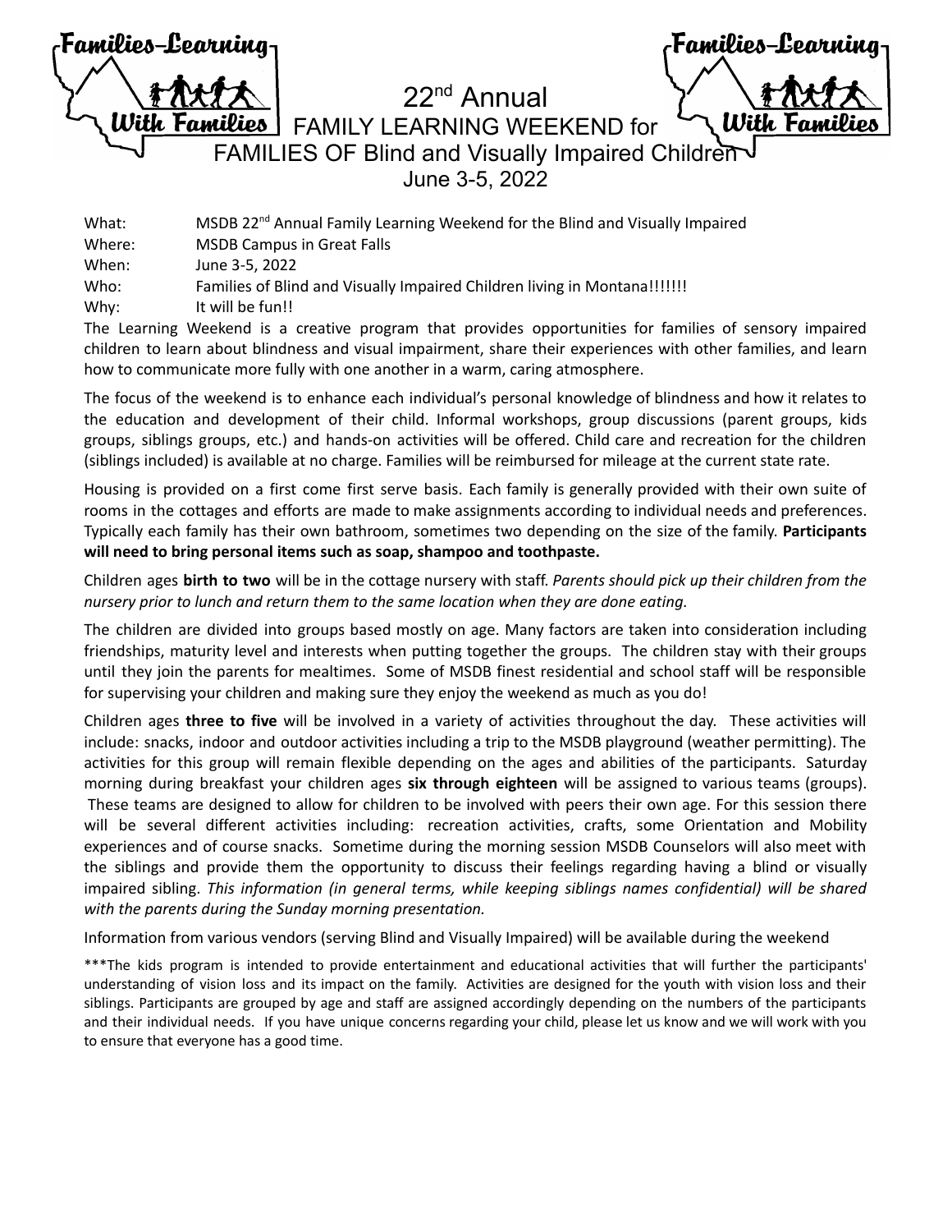Families-Learning With Families

# 22nd Annual FAMILY LEARNING WEEKEND for FAMILIES OF Blind and Visually Impaired Children

June 3-5, 2022

What: MSDB 22nd Annual Family Learning Weekend for the Blind and Visually Impaired
Where: MSDB Campus in Great Falls
When: June 3-5, 2022
Who: Families of Blind and Visually Impaired Children living in Montana!!!!!!!
Why: It will be fun!!

The Learning Weekend is a creative program that provides opportunities for families of sensory impaired children to learn about blindness and visual impairment, share their experiences with other families, and learn how to communicate more fully with one another in a warm, caring atmosphere.

The focus of the weekend is to enhance each individual's personal knowledge of blindness and how it relates to the education and development of their child. Informal workshops, group discussions (parent groups, kids groups, siblings groups, etc.) and hands-on activities will be offered. Child care and recreation for the children (siblings included) is available at no charge. Families will be reimbursed for mileage at the current state rate.

Housing is provided on a first come first serve basis. Each family is generally provided with their own suite of rooms in the cottages and efforts are made to make assignments according to individual needs and preferences. Typically each family has their own bathroom, sometimes two depending on the size of the family. **Participants will need to bring personal items such as soap, shampoo and toothpaste.**

Children ages **birth to two** will be in the cottage nursery with staff. *Parents should pick up their children from the nursery prior to lunch and return them to the same location when they are done eating.*

The children are divided into groups based mostly on age. Many factors are taken into consideration including friendships, maturity level and interests when putting together the groups. The children stay with their groups until they join the parents for mealtimes. Some of MSDB finest residential and school staff will be responsible for supervising your children and making sure they enjoy the weekend as much as you do!

Children ages **three to five** will be involved in a variety of activities throughout the day. These activities will include: snacks, indoor and outdoor activities including a trip to the MSDB playground (weather permitting). The activities for this group will remain flexible depending on the ages and abilities of the participants. Saturday morning during breakfast your children ages **six through eighteen** will be assigned to various teams (groups). These teams are designed to allow for children to be involved with peers their own age. For this session there will be several different activities including: recreation activities, crafts, some Orientation and Mobility experiences and of course snacks. Sometime during the morning session MSDB Counselors will also meet with the siblings and provide them the opportunity to discuss their feelings regarding having a blind or visually impaired sibling. *This information (in general terms, while keeping siblings names confidential) will be shared with the parents during the Sunday morning presentation.*

Information from various vendors (serving Blind and Visually Impaired) will be available during the weekend

***The kids program is intended to provide entertainment and educational activities that will further the participants' understanding of vision loss and its impact on the family. Activities are designed for the youth with vision loss and their siblings. Participants are grouped by age and staff are assigned accordingly depending on the numbers of the participants and their individual needs. If you have unique concerns regarding your child, please let us know and we will work with you to ensure that everyone has a good time.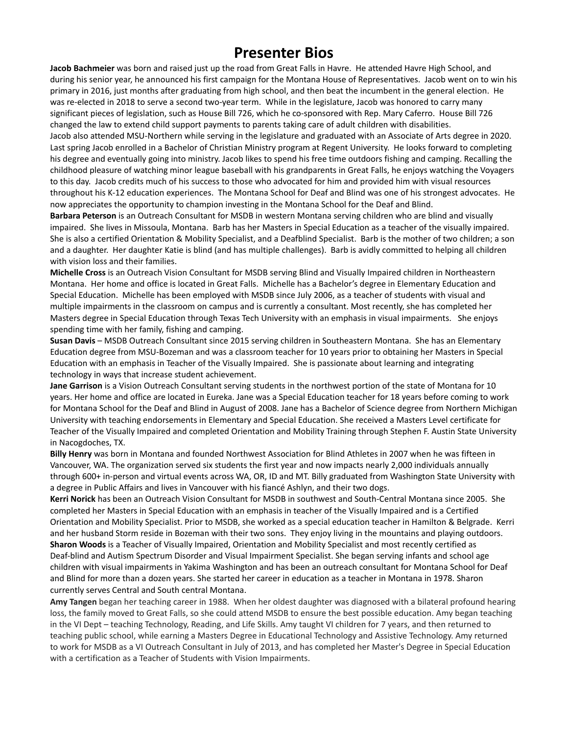# Presenter Bios

**Jacob Bachmeier** was born and raised just up the road from Great Falls in Havre. He attended Havre High School, and during his senior year, he announced his first campaign for the Montana House of Representatives. Jacob went on to win his primary in 2016, just months after graduating from high school, and then beat the incumbent in the general election. He was re-elected in 2018 to serve a second two-year term. While in the legislature, Jacob was honored to carry many significant pieces of legislation, such as House Bill 726, which he co-sponsored with Rep. Mary Caferro. House Bill 726 changed the law to extend child support payments to parents taking care of adult children with disabilities.

Jacob also attended MSU-Northern while serving in the legislature and graduated with an Associate of Arts degree in 2020. Last spring Jacob enrolled in a Bachelor of Christian Ministry program at Regent University. He looks forward to completing his degree and eventually going into ministry. Jacob likes to spend his free time outdoors fishing and camping. Recalling the childhood pleasure of watching minor league baseball with his grandparents in Great Falls, he enjoys watching the Voyagers to this day. Jacob credits much of his success to those who advocated for him and provided him with visual resources throughout his K-12 education experiences. The Montana School for Deaf and Blind was one of his strongest advocates. He now appreciates the opportunity to champion investing in the Montana School for the Deaf and Blind.

**Barbara Peterson** is an Outreach Consultant for MSDB in western Montana serving children who are blind and visually impaired. She lives in Missoula, Montana. Barb has her Masters in Special Education as a teacher of the visually impaired. She is also a certified Orientation & Mobility Specialist, and a Deafblind Specialist. Barb is the mother of two children; a son and a daughter. Her daughter Katie is blind (and has multiple challenges). Barb is avidly committed to helping all children with vision loss and their families.

**Michelle Cross** is an Outreach Vision Consultant for MSDB serving Blind and Visually Impaired children in Northeastern Montana. Her home and office is located in Great Falls. Michelle has a Bachelor's degree in Elementary Education and Special Education. Michelle has been employed with MSDB since July 2006, as a teacher of students with visual and multiple impairments in the classroom on campus and is currently a consultant. Most recently, she has completed her Masters degree in Special Education through Texas Tech University with an emphasis in visual impairments. She enjoys spending time with her family, fishing and camping.

**Susan Davis** – MSDB Outreach Consultant since 2015 serving children in Southeastern Montana. She has an Elementary Education degree from MSU-Bozeman and was a classroom teacher for 10 years prior to obtaining her Masters in Special Education with an emphasis in Teacher of the Visually Impaired. She is passionate about learning and integrating technology in ways that increase student achievement.

**Jane Garrison** is a Vision Outreach Consultant serving students in the northwest portion of the state of Montana for 10 years. Her home and office are located in Eureka. Jane was a Special Education teacher for 18 years before coming to work for Montana School for the Deaf and Blind in August of 2008. Jane has a Bachelor of Science degree from Northern Michigan University with teaching endorsements in Elementary and Special Education. She received a Masters Level certificate for Teacher of the Visually Impaired and completed Orientation and Mobility Training through Stephen F. Austin State University in Nacogdoches, TX.

**Billy Henry** was born in Montana and founded Northwest Association for Blind Athletes in 2007 when he was fifteen in Vancouver, WA. The organization served six students the first year and now impacts nearly 2,000 individuals annually through 600+ in-person and virtual events across WA, OR, ID and MT. Billy graduated from Washington State University with a degree in Public Affairs and lives in Vancouver with his fiancé Ashlyn, and their two dogs.

**Kerri Norick** has been an Outreach Vision Consultant for MSDB in southwest and South-Central Montana since 2005. She completed her Masters in Special Education with an emphasis in teacher of the Visually Impaired and is a Certified Orientation and Mobility Specialist. Prior to MSDB, she worked as a special education teacher in Hamilton & Belgrade. Kerri and her husband Storm reside in Bozeman with their two sons. They enjoy living in the mountains and playing outdoors.

**Sharon Woods** is a Teacher of Visually Impaired, Orientation and Mobility Specialist and most recently certified as Deaf-blind and Autism Spectrum Disorder and Visual Impairment Specialist. She began serving infants and school age children with visual impairments in Yakima Washington and has been an outreach consultant for Montana School for Deaf and Blind for more than a dozen years. She started her career in education as a teacher in Montana in 1978. Sharon currently serves Central and South central Montana.

**Amy Tangen** began her teaching career in 1988. When her oldest daughter was diagnosed with a bilateral profound hearing loss, the family moved to Great Falls, so she could attend MSDB to ensure the best possible education. Amy began teaching in the VI Dept – teaching Technology, Reading, and Life Skills. Amy taught VI children for 7 years, and then returned to teaching public school, while earning a Masters Degree in Educational Technology and Assistive Technology. Amy returned to work for MSDB as a VI Outreach Consultant in July of 2013, and has completed her Master's Degree in Special Education with a certification as a Teacher of Students with Vision Impairments.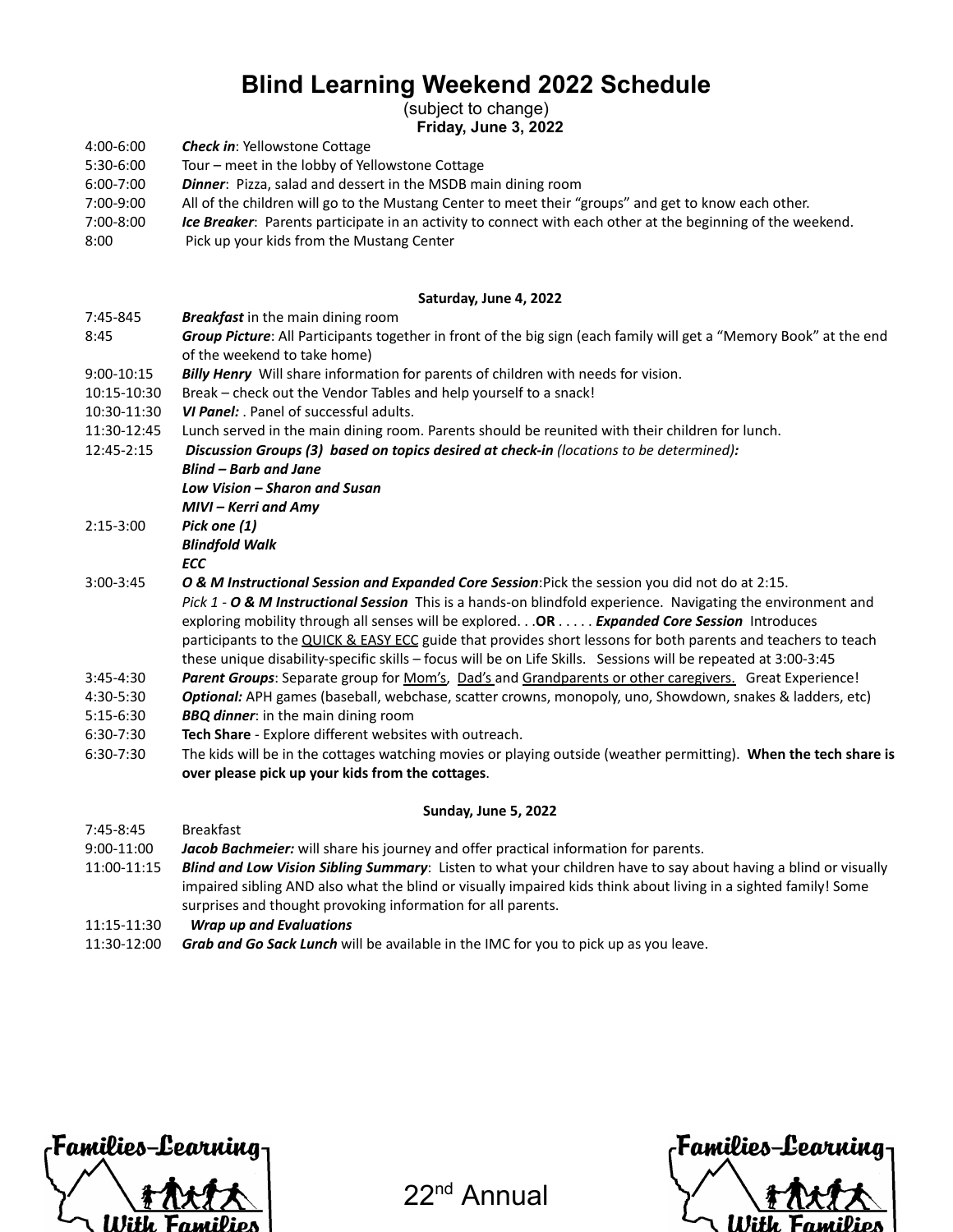# Blind Learning Weekend 2022 Schedule

(subject to change)

**Friday, June 3, 2022**

| | |
|---|---|
| 4:00-6:00 | ***Check in***: Yellowstone Cottage |
| 5:30-6:00 | Tour – meet in the lobby of Yellowstone Cottage |
| 6:00-7:00 | ***Dinner***: Pizza, salad and dessert in the MSDB main dining room |
| 7:00-9:00 | All of the children will go to the Mustang Center to meet their "groups" and get to know each other. |
| 7:00-8:00 | ***Ice Breaker***: Parents participate in an activity to connect with each other at the beginning of the weekend. |
| 8:00 | Pick up your kids from the Mustang Center |

**Saturday, June 4, 2022**

| | |
|---|---|
| 7:45-845 | ***Breakfast*** in the main dining room |
| 8:45 | ***Group Picture***: All Participants together in front of the big sign (each family will get a "Memory Book" at the end of the weekend to take home) |
| 9:00-10:15 | ***Billy Henry*** Will share information for parents of children with needs for vision. |
| 10:15-10:30 | Break – check out the Vendor Tables and help yourself to a snack! |
| 10:30-11:30 | ***VI Panel:*** . Panel of successful adults. |
| 11:30-12:45 | Lunch served in the main dining room. Parents should be reunited with their children for lunch. |
| 12:45-2:15 | ***Discussion Groups (3) based on topics desired at check-in*** *(locations to be determined)**:***<br>***Blind – Barb and Jane***<br>***Low Vision – Sharon and Susan***<br>***MIVI – Kerri and Amy*** |
| 2:15-3:00 | ***Pick one (1)***<br>***Blindfold Walk***<br>***ECC*** |
| 3:00-3:45 | ***O & M Instructional Session and Expanded Core Session***:Pick the session you did not do at 2:15.<br>*Pick 1 -* ***O & M Instructional Session*** This is a hands-on blindfold experience. Navigating the environment and exploring mobility through all senses will be explored. . .**OR** . . . . . ***Expanded Core Session*** Introduces participants to the QUICK & EASY ECC guide that provides short lessons for both parents and teachers to teach these unique disability-specific skills – focus will be on Life Skills. Sessions will be repeated at 3:00-3:45 |
| 3:45-4:30 | ***Parent Groups***: Separate group for Mom's, Dad's and Grandparents or other caregivers. Great Experience! |
| 4:30-5:30 | ***Optional:*** APH games (baseball, webchase, scatter crowns, monopoly, uno, Showdown, snakes & ladders, etc) |
| 5:15-6:30 | ***BBQ dinner***: in the main dining room |
| 6:30-7:30 | **Tech Share** - Explore different websites with outreach. |
| 6:30-7:30 | The kids will be in the cottages watching movies or playing outside (weather permitting). **When the tech share is over please pick up your kids from the cottages**. |

**Sunday, June 5, 2022**

| | |
|---|---|
| 7:45-8:45 | Breakfast |
| 9:00-11:00 | ***Jacob Bachmeier:*** will share his journey and offer practical information for parents. |
| 11:00-11:15 | ***Blind and Low Vision Sibling Summary***: Listen to what your children have to say about having a blind or visually impaired sibling AND also what the blind or visually impaired kids think about living in a sighted family! Some surprises and thought provoking information for all parents. |
| 11:15-11:30 | ***Wrap up and Evaluations*** |
| 11:30-12:00 | ***Grab and Go Sack Lunch*** will be available in the IMC for you to pick up as you leave. |

Families-Learning With Families

22nd Annual

Families-Learning With Families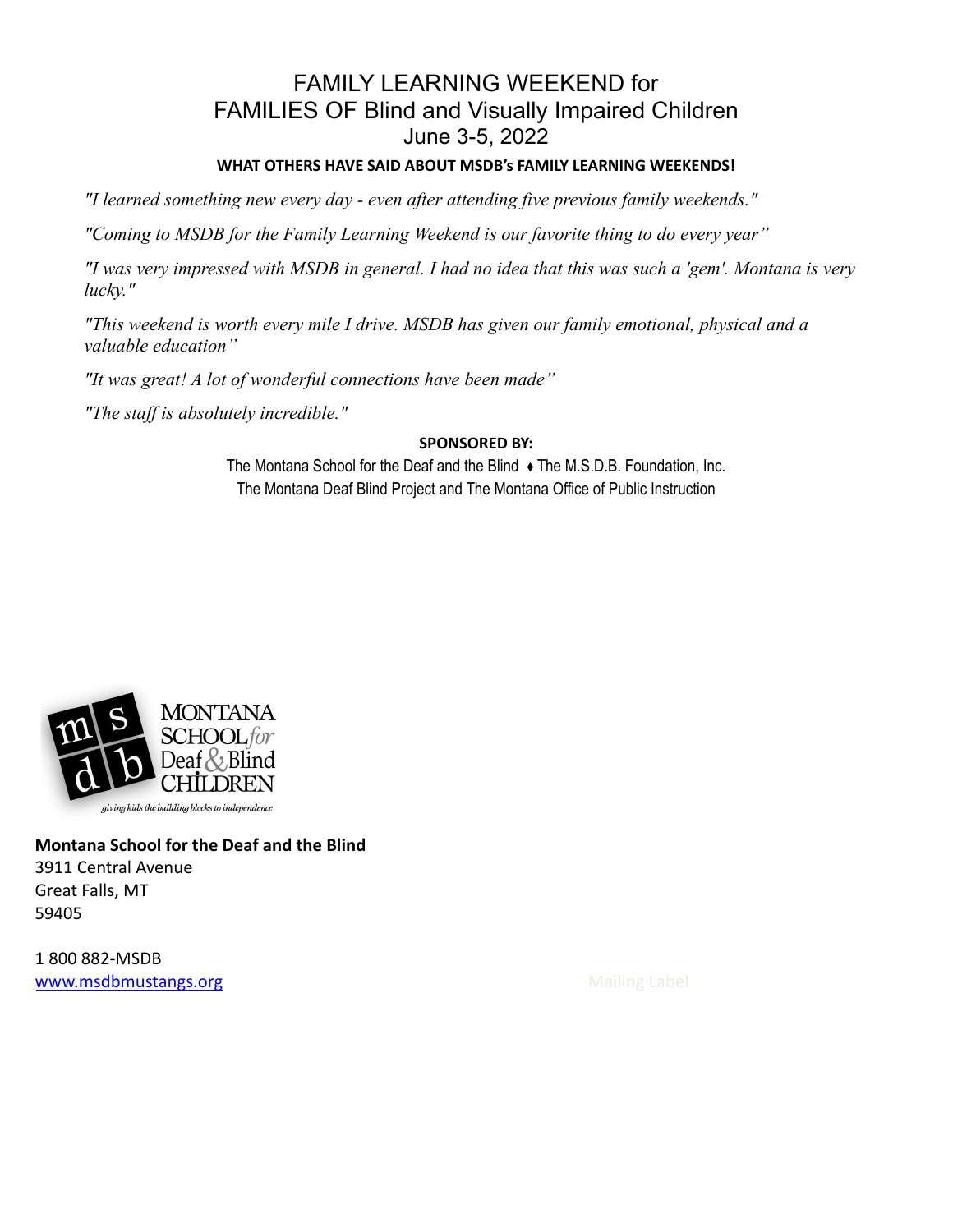# FAMILY LEARNING WEEKEND for FAMILIES OF Blind and Visually Impaired Children
## June 3-5, 2022

**WHAT OTHERS HAVE SAID ABOUT MSDB's FAMILY LEARNING WEEKENDS!**

*"I learned something new every day - even after attending five previous family weekends."*

*"Coming to MSDB for the Family Learning Weekend is our favorite thing to do every year"*

*"I was very impressed with MSDB in general. I had no idea that this was such a 'gem'. Montana is very lucky."*

*"This weekend is worth every mile I drive. MSDB has given our family emotional, physical and a valuable education"*

*"It was great! A lot of wonderful connections have been made"*

*"The staff is absolutely incredible."*

**SPONSORED BY:**

The Montana School for the Deaf and the Blind ♦ The M.S.D.B. Foundation, Inc.
The Montana Deaf Blind Project and The Montana Office of Public Instruction

MONTANA SCHOOL *for* Deaf & Blind CHILDREN

*giving kids the building blocks to independence*

**Montana School for the Deaf and the Blind**
3911 Central Avenue
Great Falls, MT
59405

1 800 882-MSDB
www.msdbmustangs.org

Mailing Label